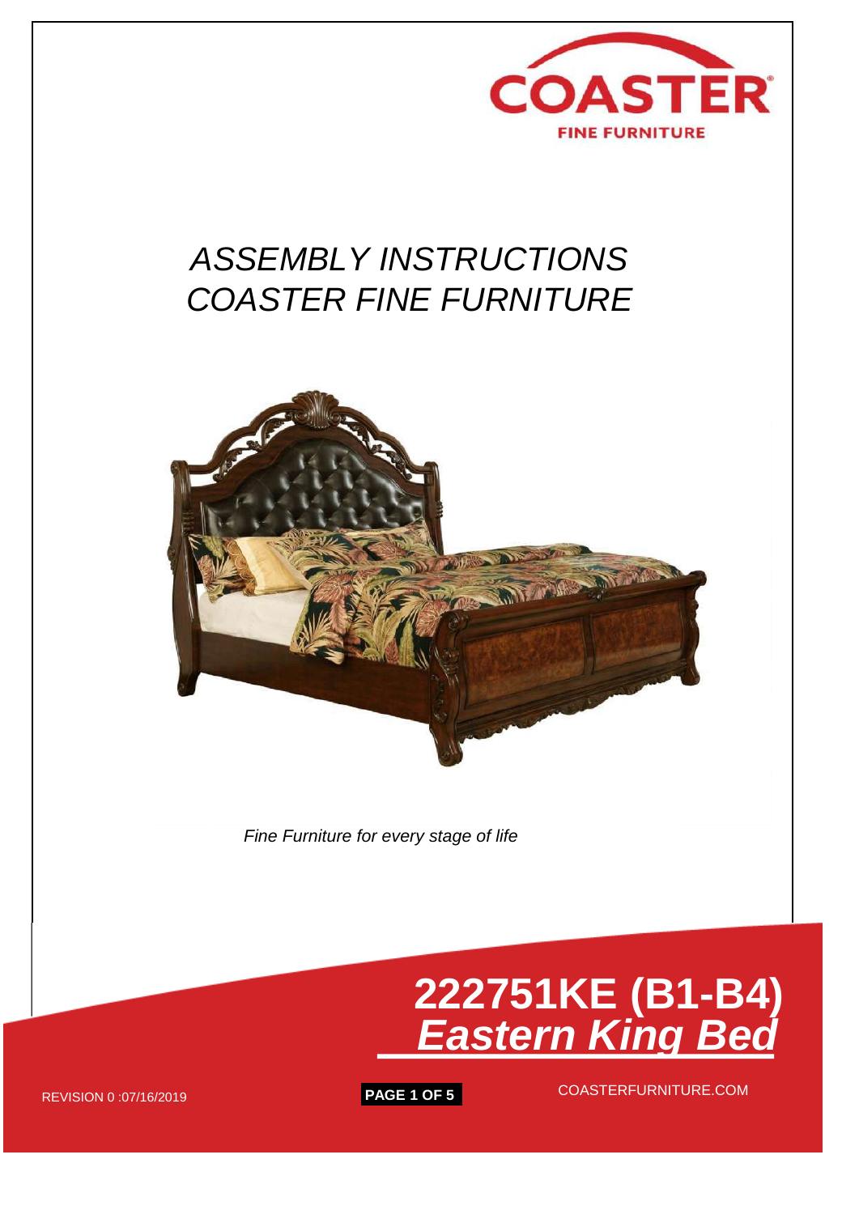COASTER
FINE FURNITURE

# ASSEMBLY INSTRUCTIONS
# COASTER FINE FURNITURE

*Fine Furniture for every stage of life*

## 222751KE (B1-B4)
## ***Eastern King Bed***

REVISION 0 :07/16/2019

COASTERFURNITURE.COM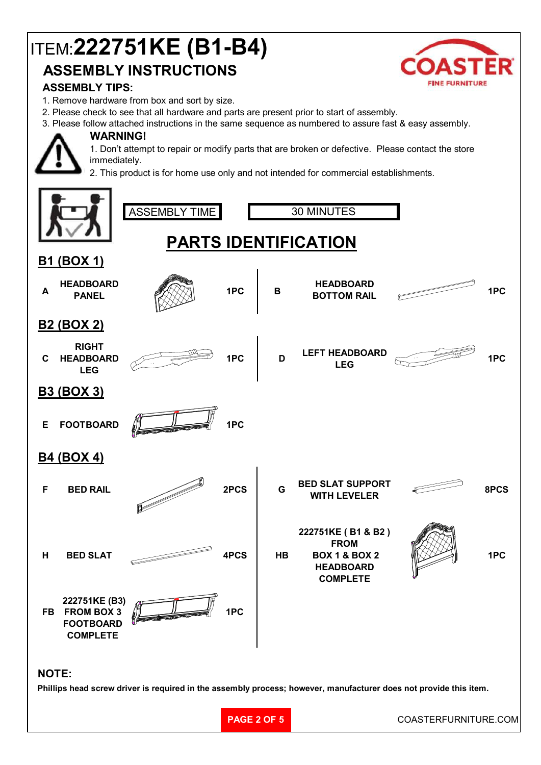# ITEM:222751KE (B1-B4)

## ASSEMBLY INSTRUCTIONS

COASTER FINE FURNITURE

### ASSEMBLY TIPS:

1. Remove hardware from box and sort by size.
2. Please check to see that all hardware and parts are present prior to start of assembly.
3. Please follow attached instructions in the same sequence as numbered to assure fast & easy assembly.

**WARNING!**

1. Don't attempt to repair or modify parts that are broken or defective. Please contact the store immediately.
2. This product is for home use only and not intended for commercial establishments.

| ASSEMBLY TIME | 30 MINUTES |
|---|---|

## PARTS IDENTIFICATION

### B1 (BOX 1)

| | | | | | | |
|---|---|---|---|---|---|---|
| A | HEADBOARD PANEL | 1PC | | B | HEADBOARD BOTTOM RAIL | 1PC |

### B2 (BOX 2)

| | | | | | | |
|---|---|---|---|---|---|---|
| C | RIGHT HEADBOARD LEG | 1PC | | D | LEFT HEADBOARD LEG | 1PC |

### B3 (BOX 3)

| | | |
|---|---|---|
| E | FOOTBOARD | 1PC |

### B4 (BOX 4)

| | | | | | | |
|---|---|---|---|---|---|---|
| F | BED RAIL | 2PCS | | G | BED SLAT SUPPORT WITH LEVELER | 8PCS |
| H | BED SLAT | 4PCS | | HB | 222751KE ( B1 & B2 ) FROM BOX 1 & BOX 2 HEADBOARD COMPLETE | 1PC |
| FB | 222751KE (B3) FROM BOX 3 FOOTBOARD COMPLETE | 1PC | | | | |

**NOTE:**

**Phillips head screw driver is required in the assembly process; however, manufacturer does not provide this item.**

COASTERFURNITURE.COM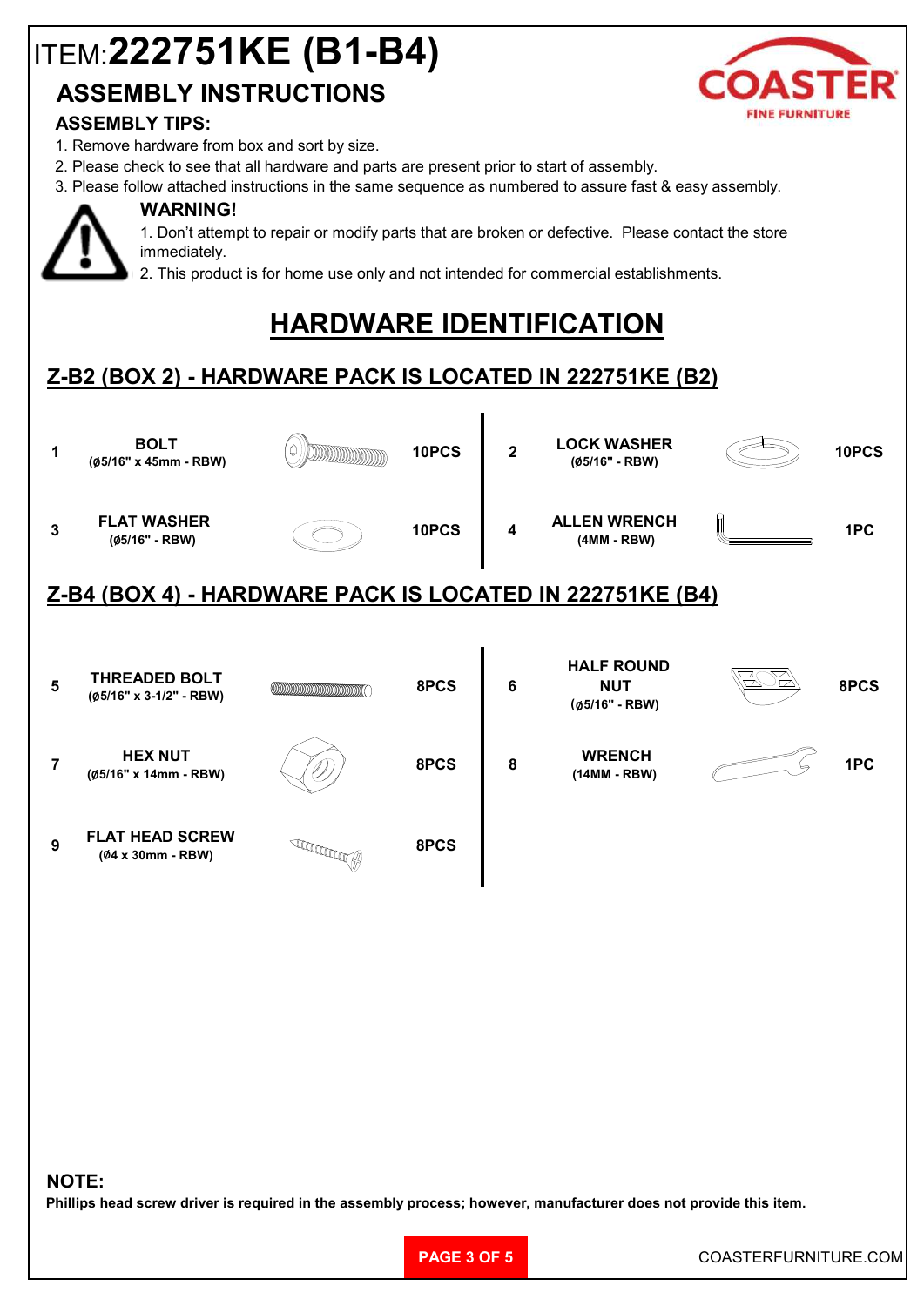# ITEM:222751KE (B1-B4)

## ASSEMBLY INSTRUCTIONS

COASTER FINE FURNITURE

### ASSEMBLY TIPS:

1. Remove hardware from box and sort by size.
2. Please check to see that all hardware and parts are present prior to start of assembly.
3. Please follow attached instructions in the same sequence as numbered to assure fast & easy assembly.

### WARNING!

1. Don't attempt to repair or modify parts that are broken or defective. Please contact the store immediately.
2. This product is for home use only and not intended for commercial establishments.

## HARDWARE IDENTIFICATION

### Z-B2 (BOX 2) - HARDWARE PACK IS LOCATED IN 222751KE (B2)

| # | Part | Qty | # | Part | Qty |
|---|---|---|---|---|---|
| 1 | **BOLT** (ø5/16" x 45mm - RBW) | 10PCS | 2 | **LOCK WASHER** (ø5/16" - RBW) | 10PCS |
| 3 | **FLAT WASHER** (ø5/16" - RBW) | 10PCS | 4 | **ALLEN WRENCH** (4MM - RBW) | 1PC |

### Z-B4 (BOX 4) - HARDWARE PACK IS LOCATED IN 222751KE (B4)

| # | Part | Qty | # | Part | Qty |
|---|---|---|---|---|---|
| 5 | **THREADED BOLT** (ø5/16" x 3-1/2" - RBW) | 8PCS | 6 | **HALF ROUND NUT** (ø5/16" - RBW) | 8PCS |
| 7 | **HEX NUT** (ø5/16" x 14mm - RBW) | 8PCS | 8 | **WRENCH** (14MM - RBW) | 1PC |
| 9 | **FLAT HEAD SCREW** (Ø4 x 30mm - RBW) | 8PCS | | | |

**NOTE:**

**Phillips head screw driver is required in the assembly process; however, manufacturer does not provide this item.**

COASTERFURNITURE.COM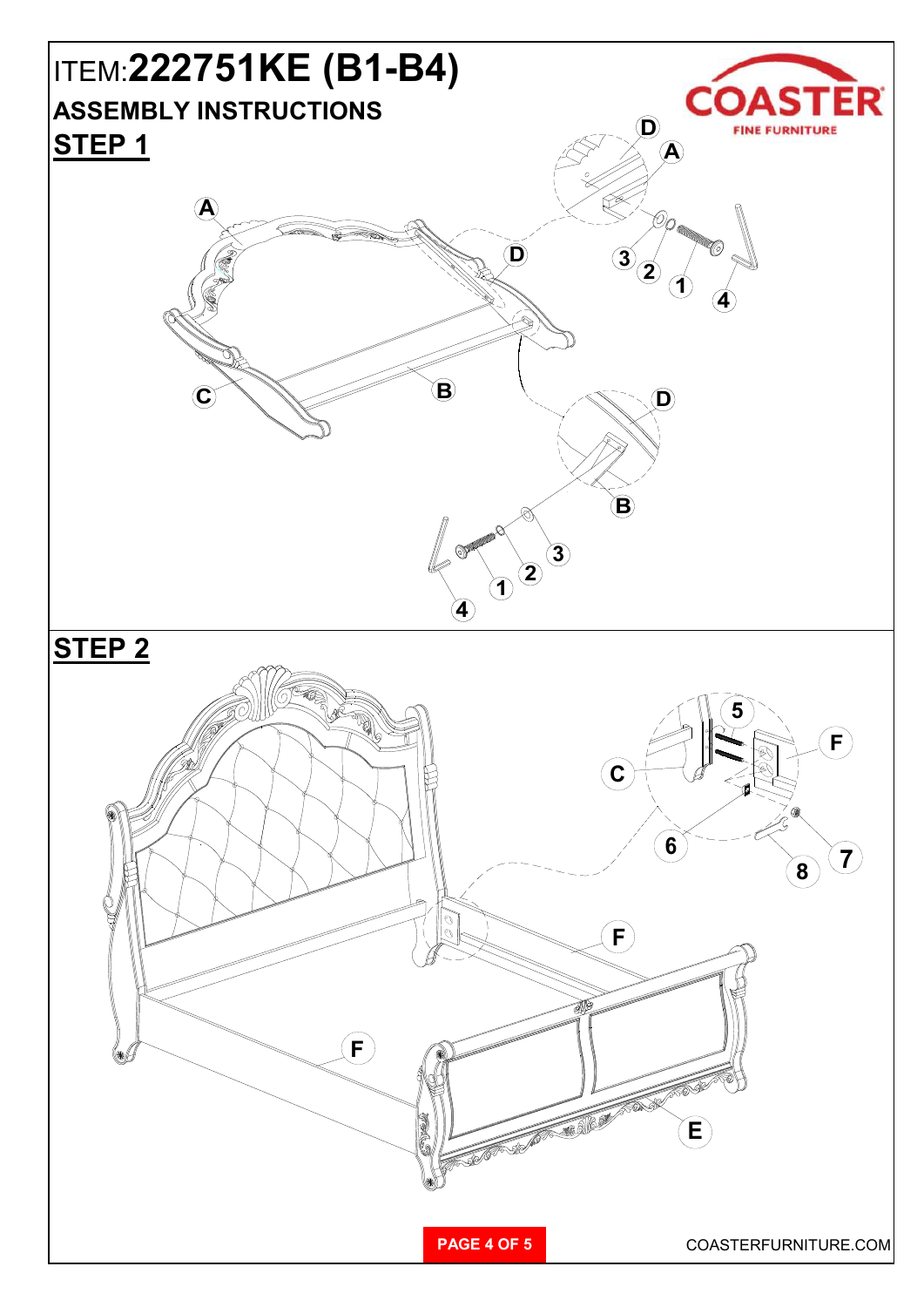# ITEM:222751KE (B1-B4)

## ASSEMBLY INSTRUCTIONS

COASTER
FINE FURNITURE

## STEP 1

A
D
A
D
3
2
1
4
C
B
D
B
3
2
1
4

## STEP 2

5
F
C
6
7
8
F
F
E

COASTERFURNITURE.COM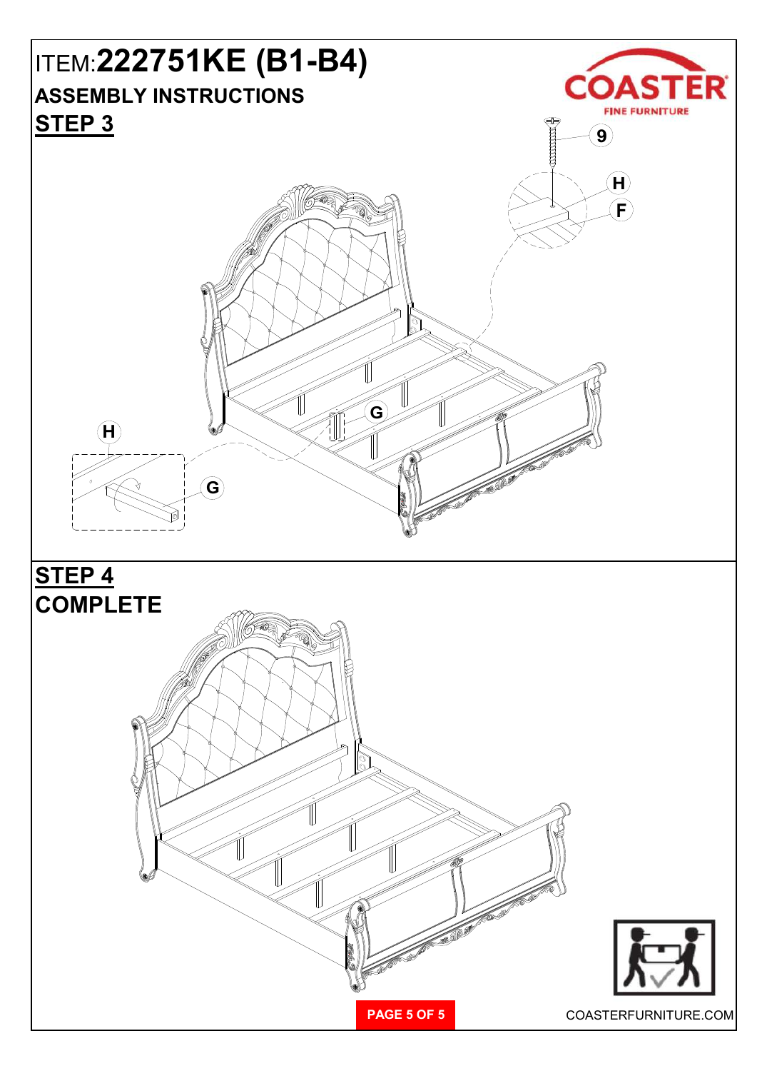ITEM:**222751KE (B1-B4)**

**ASSEMBLY INSTRUCTIONS**

## STEP 3

9

H

F

G

H

G

## STEP 4

**COMPLETE**

COASTERFURNITURE.COM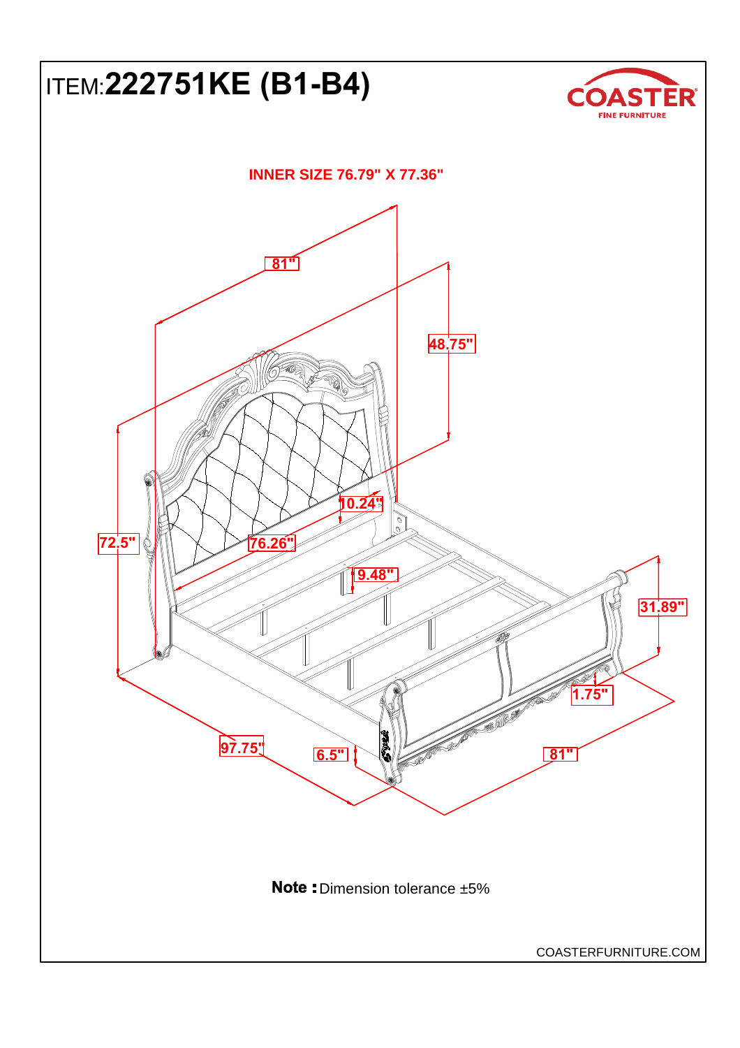# ITEM:222751KE (B1-B4)

COASTER
FINE FURNITURE

INNER SIZE 76.79" X 77.36"

81"

48.75"

72.5"

10.24"

76.26"

9.48"

31.89"

1.75"

97.75"

6.5"

81"

**Note :** Dimension tolerance ±5%

COASTERFURNITURE.COM